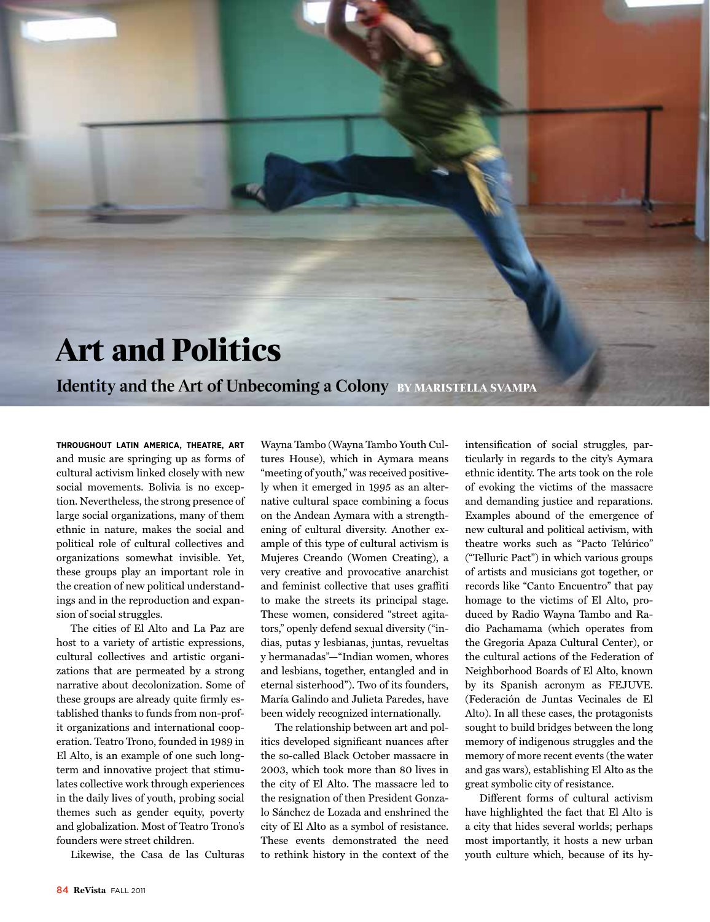# Art and Politics

## Identity and the Art of Unbecoming a Colony BY MARISTELLA SVAMPA

**THROUGHOUT LATIN AMERICA, THEATRE, ART** and music are springing up as forms of cultural activism linked closely with new social movements. Bolivia is no exception. Nevertheless, the strong presence of large social organizations, many of them ethnic in nature, makes the social and political role of cultural collectives and organizations somewhat invisible. Yet, these groups play an important role in the creation of new political understandings and in the reproduction and expansion of social struggles.

The cities of El Alto and La Paz are host to a variety of artistic expressions, cultural collectives and artistic organizations that are permeated by a strong narrative about decolonization. Some of these groups are already quite firmly established thanks to funds from non-profit organizations and international cooperation. Teatro Trono, founded in 1989 in El Alto, is an example of one such long-term and innovative project that stimulates collective work through experiences in the daily lives of youth, probing social themes such as gender equity, poverty and globalization. Most of Teatro Trono's founders were street children.

Likewise, the Casa de las Culturas Wayna Tambo (Wayna Tambo Youth Cultures House), which in Aymara means "meeting of youth," was received positively when it emerged in 1995 as an alternative cultural space combining a focus on the Andean Aymara with a strengthening of cultural diversity. Another example of this type of cultural activism is Mujeres Creando (Women Creating), a very creative and provocative anarchist and feminist collective that uses graffiti to make the streets its principal stage. These women, considered "street agitators," openly defend sexual diversity ("indias, putas y lesbianas, juntas, revueltas y hermanadas"—"Indian women, whores and lesbians, together, entangled and in eternal sisterhood"). Two of its founders, María Galindo and Julieta Paredes, have been widely recognized internationally.

The relationship between art and politics developed significant nuances after the so-called Black October massacre in 2003, which took more than 80 lives in the city of El Alto. The massacre led to the resignation of then President Gonzalo Sánchez de Lozada and enshrined the city of El Alto as a symbol of resistance. These events demonstrated the need to rethink history in the context of the intensification of social struggles, particularly in regards to the city's Aymara ethnic identity. The arts took on the role of evoking the victims of the massacre and demanding justice and reparations. Examples abound of the emergence of new cultural and political activism, with theatre works such as "Pacto Telúrico" ("Telluric Pact") in which various groups of artists and musicians got together, or records like "Canto Encuentro" that pay homage to the victims of El Alto, produced by Radio Wayna Tambo and Radio Pachamama (which operates from the Gregoria Apaza Cultural Center), or the cultural actions of the Federation of Neighborhood Boards of El Alto, known by its Spanish acronym as FEJUVE. (Federación de Juntas Vecinales de El Alto). In all these cases, the protagonists sought to build bridges between the long memory of indigenous struggles and the memory of more recent events (the water and gas wars), establishing El Alto as the great symbolic city of resistance.

Different forms of cultural activism have highlighted the fact that El Alto is a city that hides several worlds; perhaps most importantly, it hosts a new urban youth culture which, because of its hy-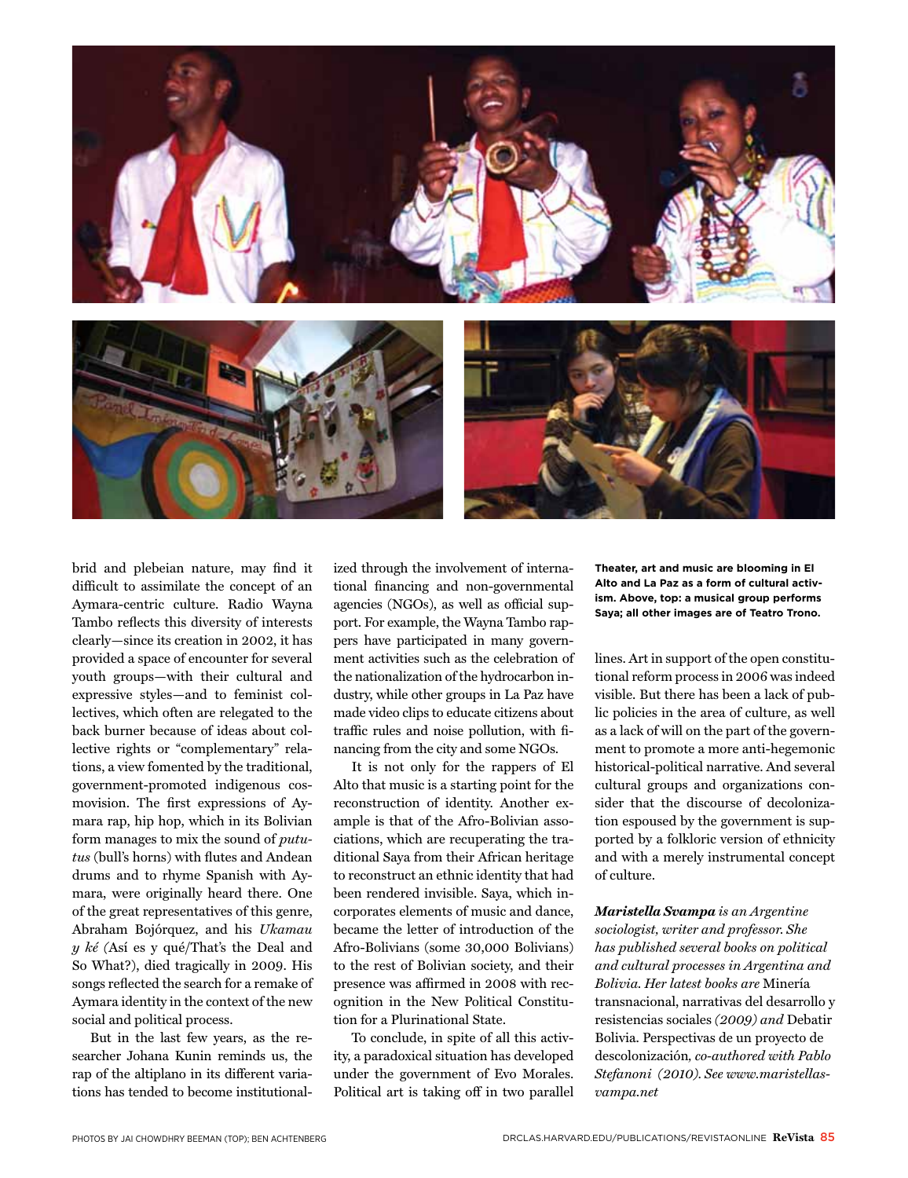brid and plebeian nature, may find it difficult to assimilate the concept of an Aymara-centric culture. Radio Wayna Tambo reflects this diversity of interests clearly—since its creation in 2002, it has provided a space of encounter for several youth groups—with their cultural and expressive styles—and to feminist collectives, which often are relegated to the back burner because of ideas about collective rights or "complementary" relations, a view fomented by the traditional, government-promoted indigenous cosmovision. The first expressions of Aymara rap, hip hop, which in its Bolivian form manages to mix the sound of *pututus* (bull's horns) with flutes and Andean drums and to rhyme Spanish with Aymara, were originally heard there. One of the great representatives of this genre, Abraham Bojórquez, and his *Ukamau y ké* (Así es y qué/That's the Deal and So What?), died tragically in 2009. His songs reflected the search for a remake of Aymara identity in the context of the new social and political process.

But in the last few years, as the researcher Johana Kunin reminds us, the rap of the altiplano in its different variations has tended to become institutionalized through the involvement of international financing and non-governmental agencies (NGOs), as well as official support. For example, the Wayna Tambo rappers have participated in many government activities such as the celebration of the nationalization of the hydrocarbon industry, while other groups in La Paz have made video clips to educate citizens about traffic rules and noise pollution, with financing from the city and some NGOs.

It is not only for the rappers of El Alto that music is a starting point for the reconstruction of identity. Another example is that of the Afro-Bolivian associations, which are recuperating the traditional Saya from their African heritage to reconstruct an ethnic identity that had been rendered invisible. Saya, which incorporates elements of music and dance, became the letter of introduction of the Afro-Bolivians (some 30,000 Bolivians) to the rest of Bolivian society, and their presence was affirmed in 2008 with recognition in the New Political Constitution for a Plurinational State.

To conclude, in spite of all this activity, a paradoxical situation has developed under the government of Evo Morales. Political art is taking off in two parallel lines. Art in support of the open constitutional reform process in 2006 was indeed visible. But there has been a lack of public policies in the area of culture, as well as a lack of will on the part of the government to promote a more anti-hegemonic historical-political narrative. And several cultural groups and organizations consider that the discourse of decolonization espoused by the government is supported by a folkloric version of ethnicity and with a merely instrumental concept of culture.

**Theater, art and music are blooming in El Alto and La Paz as a form of cultural activism. Above, top: a musical group performs Saya; all other images are of Teatro Trono.**

***Maristella Svampa*** *is an Argentine sociologist, writer and professor. She has published several books on political and cultural processes in Argentina and Bolivia. Her latest books are* Minería transnacional, narrativas del desarrollo y resistencias sociales *(2009) and* Debatir Bolivia. Perspectivas de un proyecto de descolonización, *co-authored with Pablo Stefanoni (2010). See www.maristellasvampa.net*

PHOTOS BY JAI CHOWDHRY BEEMAN (TOP); BEN ACHTENBERG